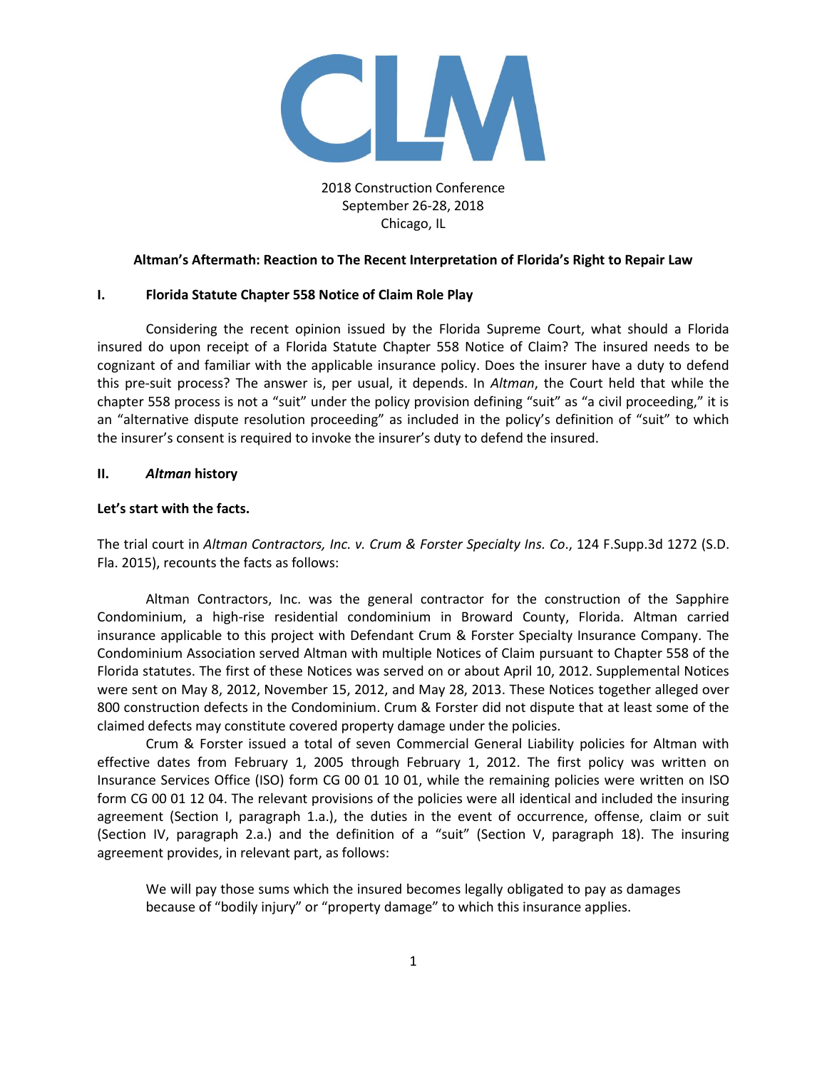CLM

2018 Construction Conference
September 26-28, 2018
Chicago, IL

**Altman's Aftermath: Reaction to The Recent Interpretation of Florida's Right to Repair Law**

## I. Florida Statute Chapter 558 Notice of Claim Role Play

Considering the recent opinion issued by the Florida Supreme Court, what should a Florida insured do upon receipt of a Florida Statute Chapter 558 Notice of Claim? The insured needs to be cognizant of and familiar with the applicable insurance policy. Does the insurer have a duty to defend this pre-suit process? The answer is, per usual, it depends. In *Altman*, the Court held that while the chapter 558 process is not a "suit" under the policy provision defining "suit" as "a civil proceeding," it is an "alternative dispute resolution proceeding" as included in the policy's definition of "suit" to which the insurer's consent is required to invoke the insurer's duty to defend the insured.

## II. *Altman* history

**Let's start with the facts.**

The trial court in *Altman Contractors, Inc. v. Crum & Forster Specialty Ins. Co*., 124 F.Supp.3d 1272 (S.D. Fla. 2015), recounts the facts as follows:

Altman Contractors, Inc. was the general contractor for the construction of the Sapphire Condominium, a high-rise residential condominium in Broward County, Florida. Altman carried insurance applicable to this project with Defendant Crum & Forster Specialty Insurance Company. The Condominium Association served Altman with multiple Notices of Claim pursuant to Chapter 558 of the Florida statutes. The first of these Notices was served on or about April 10, 2012. Supplemental Notices were sent on May 8, 2012, November 15, 2012, and May 28, 2013. These Notices together alleged over 800 construction defects in the Condominium. Crum & Forster did not dispute that at least some of the claimed defects may constitute covered property damage under the policies.

Crum & Forster issued a total of seven Commercial General Liability policies for Altman with effective dates from February 1, 2005 through February 1, 2012. The first policy was written on Insurance Services Office (ISO) form CG 00 01 10 01, while the remaining policies were written on ISO form CG 00 01 12 04. The relevant provisions of the policies were all identical and included the insuring agreement (Section I, paragraph 1.a.), the duties in the event of occurrence, offense, claim or suit (Section IV, paragraph 2.a.) and the definition of a "suit" (Section V, paragraph 18). The insuring agreement provides, in relevant part, as follows:

> We will pay those sums which the insured becomes legally obligated to pay as damages because of "bodily injury" or "property damage" to which this insurance applies.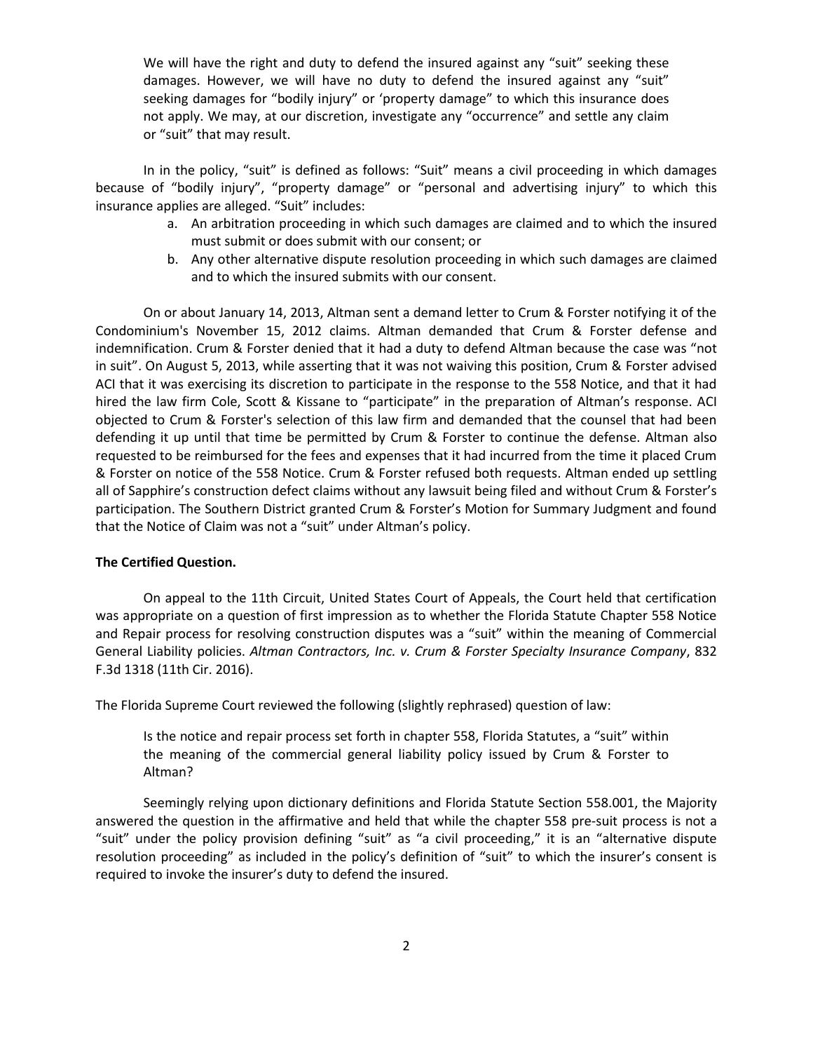> We will have the right and duty to defend the insured against any "suit" seeking these damages. However, we will have no duty to defend the insured against any "suit" seeking damages for "bodily injury" or 'property damage" to which this insurance does not apply. We may, at our discretion, investigate any "occurrence" and settle any claim or "suit" that may result.

In in the policy, "suit" is defined as follows: "Suit" means a civil proceeding in which damages because of "bodily injury", "property damage" or "personal and advertising injury" to which this insurance applies are alleged. "Suit" includes:

a. An arbitration proceeding in which such damages are claimed and to which the insured must submit or does submit with our consent; or
b. Any other alternative dispute resolution proceeding in which such damages are claimed and to which the insured submits with our consent.

On or about January 14, 2013, Altman sent a demand letter to Crum & Forster notifying it of the Condominium's November 15, 2012 claims. Altman demanded that Crum & Forster defense and indemnification. Crum & Forster denied that it had a duty to defend Altman because the case was "not in suit". On August 5, 2013, while asserting that it was not waiving this position, Crum & Forster advised ACI that it was exercising its discretion to participate in the response to the 558 Notice, and that it had hired the law firm Cole, Scott & Kissane to "participate" in the preparation of Altman's response. ACI objected to Crum & Forster's selection of this law firm and demanded that the counsel that had been defending it up until that time be permitted by Crum & Forster to continue the defense. Altman also requested to be reimbursed for the fees and expenses that it had incurred from the time it placed Crum & Forster on notice of the 558 Notice. Crum & Forster refused both requests. Altman ended up settling all of Sapphire's construction defect claims without any lawsuit being filed and without Crum & Forster's participation. The Southern District granted Crum & Forster's Motion for Summary Judgment and found that the Notice of Claim was not a "suit" under Altman's policy.

**The Certified Question.**

On appeal to the 11th Circuit, United States Court of Appeals, the Court held that certification was appropriate on a question of first impression as to whether the Florida Statute Chapter 558 Notice and Repair process for resolving construction disputes was a "suit" within the meaning of Commercial General Liability policies. *Altman Contractors, Inc. v. Crum & Forster Specialty Insurance Company*, 832 F.3d 1318 (11th Cir. 2016).

The Florida Supreme Court reviewed the following (slightly rephrased) question of law:

> Is the notice and repair process set forth in chapter 558, Florida Statutes, a "suit" within the meaning of the commercial general liability policy issued by Crum & Forster to Altman?

Seemingly relying upon dictionary definitions and Florida Statute Section 558.001, the Majority answered the question in the affirmative and held that while the chapter 558 pre-suit process is not a "suit" under the policy provision defining "suit" as "a civil proceeding," it is an "alternative dispute resolution proceeding" as included in the policy's definition of "suit" to which the insurer's consent is required to invoke the insurer's duty to defend the insured.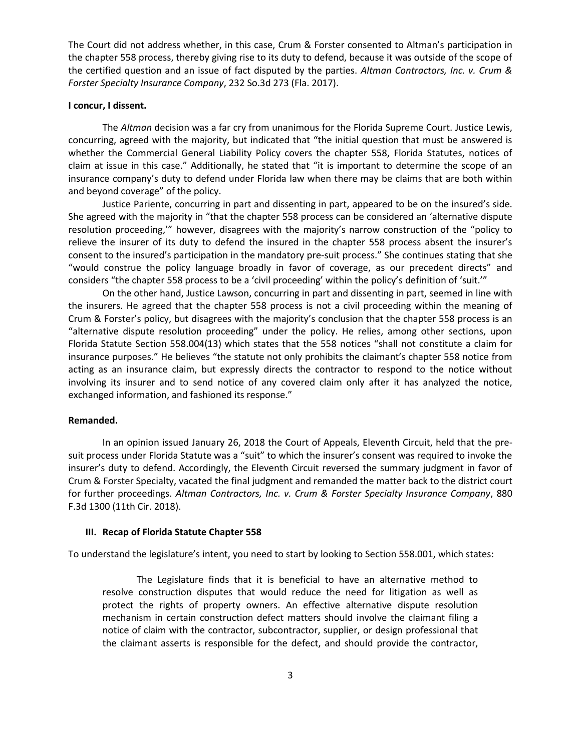The Court did not address whether, in this case, Crum & Forster consented to Altman's participation in the chapter 558 process, thereby giving rise to its duty to defend, because it was outside of the scope of the certified question and an issue of fact disputed by the parties. *Altman Contractors, Inc. v. Crum & Forster Specialty Insurance Company*, 232 So.3d 273 (Fla. 2017).

**I concur, I dissent.**

The *Altman* decision was a far cry from unanimous for the Florida Supreme Court. Justice Lewis, concurring, agreed with the majority, but indicated that "the initial question that must be answered is whether the Commercial General Liability Policy covers the chapter 558, Florida Statutes, notices of claim at issue in this case." Additionally, he stated that "it is important to determine the scope of an insurance company's duty to defend under Florida law when there may be claims that are both within and beyond coverage" of the policy.

Justice Pariente, concurring in part and dissenting in part, appeared to be on the insured's side. She agreed with the majority in "that the chapter 558 process can be considered an 'alternative dispute resolution proceeding,'" however, disagrees with the majority's narrow construction of the "policy to relieve the insurer of its duty to defend the insured in the chapter 558 process absent the insurer's consent to the insured's participation in the mandatory pre-suit process." She continues stating that she "would construe the policy language broadly in favor of coverage, as our precedent directs" and considers "the chapter 558 process to be a 'civil proceeding' within the policy's definition of 'suit.'"

On the other hand, Justice Lawson, concurring in part and dissenting in part, seemed in line with the insurers. He agreed that the chapter 558 process is not a civil proceeding within the meaning of Crum & Forster's policy, but disagrees with the majority's conclusion that the chapter 558 process is an "alternative dispute resolution proceeding" under the policy. He relies, among other sections, upon Florida Statute Section 558.004(13) which states that the 558 notices "shall not constitute a claim for insurance purposes." He believes "the statute not only prohibits the claimant's chapter 558 notice from acting as an insurance claim, but expressly directs the contractor to respond to the notice without involving its insurer and to send notice of any covered claim only after it has analyzed the notice, exchanged information, and fashioned its response."

**Remanded.**

In an opinion issued January 26, 2018 the Court of Appeals, Eleventh Circuit, held that the pre-suit process under Florida Statute was a "suit" to which the insurer's consent was required to invoke the insurer's duty to defend. Accordingly, the Eleventh Circuit reversed the summary judgment in favor of Crum & Forster Specialty, vacated the final judgment and remanded the matter back to the district court for further proceedings. *Altman Contractors, Inc. v. Crum & Forster Specialty Insurance Company*, 880 F.3d 1300 (11th Cir. 2018).

## III. Recap of Florida Statute Chapter 558

To understand the legislature's intent, you need to start by looking to Section 558.001, which states:

> The Legislature finds that it is beneficial to have an alternative method to resolve construction disputes that would reduce the need for litigation as well as protect the rights of property owners. An effective alternative dispute resolution mechanism in certain construction defect matters should involve the claimant filing a notice of claim with the contractor, subcontractor, supplier, or design professional that the claimant asserts is responsible for the defect, and should provide the contractor,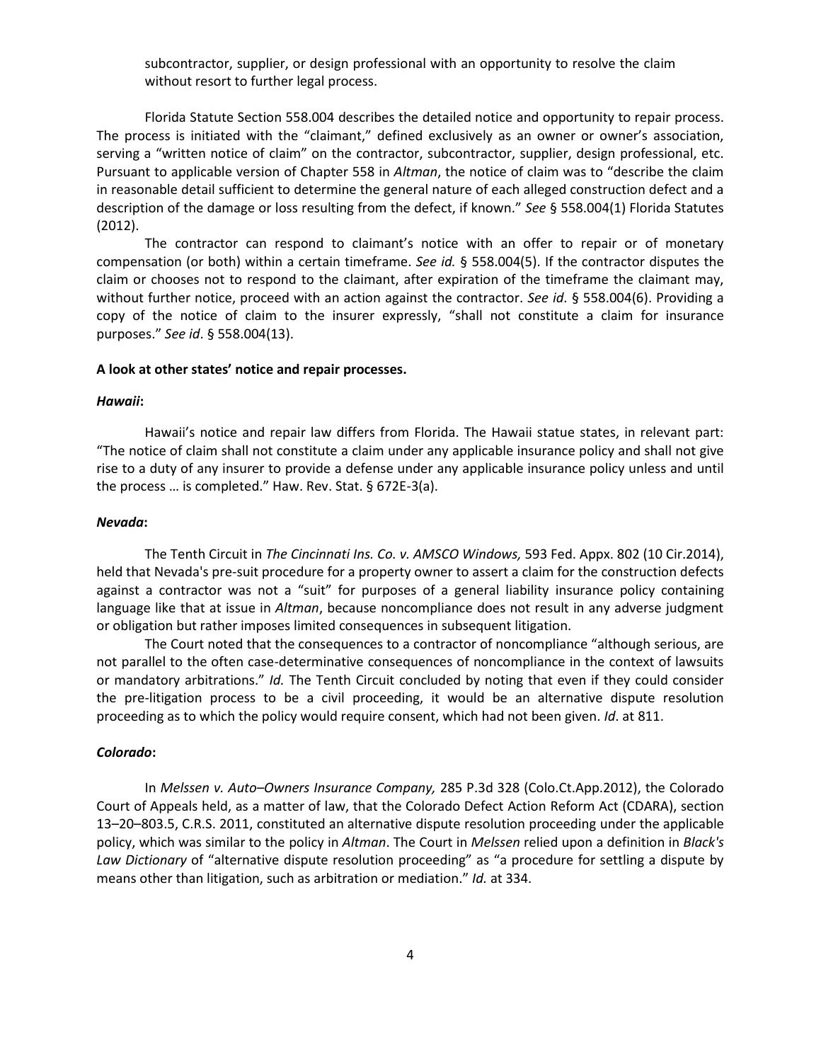subcontractor, supplier, or design professional with an opportunity to resolve the claim without resort to further legal process.

Florida Statute Section 558.004 describes the detailed notice and opportunity to repair process. The process is initiated with the "claimant," defined exclusively as an owner or owner's association, serving a "written notice of claim" on the contractor, subcontractor, supplier, design professional, etc. Pursuant to applicable version of Chapter 558 in *Altman*, the notice of claim was to "describe the claim in reasonable detail sufficient to determine the general nature of each alleged construction defect and a description of the damage or loss resulting from the defect, if known." *See* § 558.004(1) Florida Statutes (2012).

The contractor can respond to claimant's notice with an offer to repair or of monetary compensation (or both) within a certain timeframe. *See id.* § 558.004(5). If the contractor disputes the claim or chooses not to respond to the claimant, after expiration of the timeframe the claimant may, without further notice, proceed with an action against the contractor. *See id*. § 558.004(6). Providing a copy of the notice of claim to the insurer expressly, "shall not constitute a claim for insurance purposes." *See id*. § 558.004(13).

**A look at other states' notice and repair processes.**

***Hawaii*:**

Hawaii's notice and repair law differs from Florida. The Hawaii statue states, in relevant part: "The notice of claim shall not constitute a claim under any applicable insurance policy and shall not give rise to a duty of any insurer to provide a defense under any applicable insurance policy unless and until the process … is completed." Haw. Rev. Stat. § 672E-3(a).

***Nevada*:**

The Tenth Circuit in *The Cincinnati Ins. Co. v. AMSCO Windows,* 593 Fed. Appx. 802 (10 Cir.2014), held that Nevada's pre-suit procedure for a property owner to assert a claim for the construction defects against a contractor was not a "suit" for purposes of a general liability insurance policy containing language like that at issue in *Altman*, because noncompliance does not result in any adverse judgment or obligation but rather imposes limited consequences in subsequent litigation.

The Court noted that the consequences to a contractor of noncompliance "although serious, are not parallel to the often case-determinative consequences of noncompliance in the context of lawsuits or mandatory arbitrations." *Id.* The Tenth Circuit concluded by noting that even if they could consider the pre-litigation process to be a civil proceeding, it would be an alternative dispute resolution proceeding as to which the policy would require consent, which had not been given. *Id*. at 811.

***Colorado*:**

In *Melssen v. Auto–Owners Insurance Company,* 285 P.3d 328 (Colo.Ct.App.2012), the Colorado Court of Appeals held, as a matter of law, that the Colorado Defect Action Reform Act (CDARA), section 13–20–803.5, C.R.S. 2011, constituted an alternative dispute resolution proceeding under the applicable policy, which was similar to the policy in *Altman*. The Court in *Melssen* relied upon a definition in *Black's Law Dictionary* of "alternative dispute resolution proceeding" as "a procedure for settling a dispute by means other than litigation, such as arbitration or mediation." *Id.* at 334.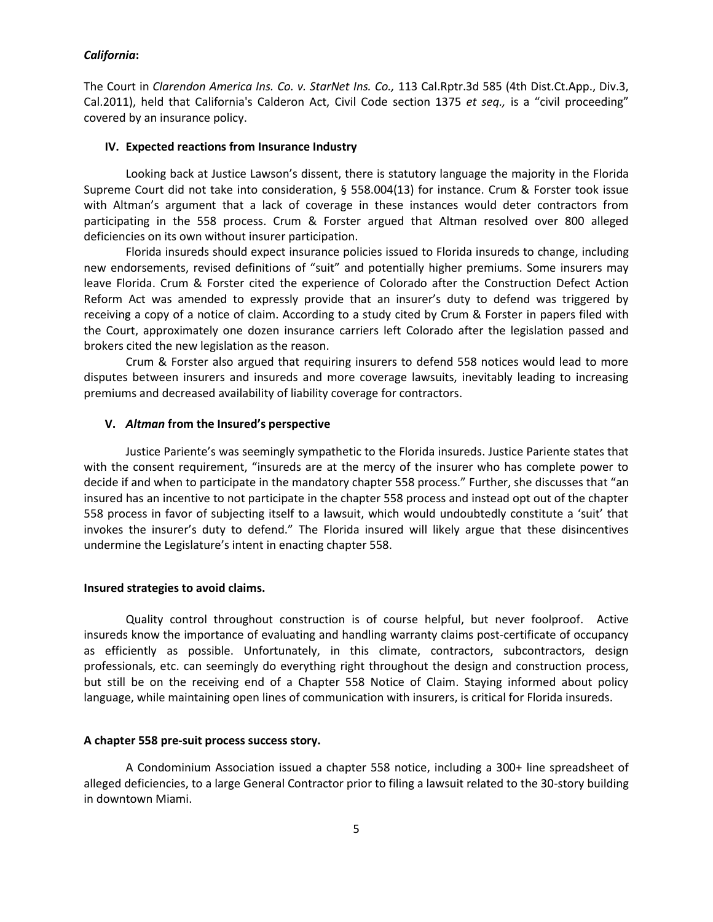***California*:**

The Court in *Clarendon America Ins. Co. v. StarNet Ins. Co.,* 113 Cal.Rptr.3d 585 (4th Dist.Ct.App., Div.3, Cal.2011), held that California's Calderon Act, Civil Code section 1375 *et seq.,* is a "civil proceeding" covered by an insurance policy.

## IV. Expected reactions from Insurance Industry

Looking back at Justice Lawson's dissent, there is statutory language the majority in the Florida Supreme Court did not take into consideration, § 558.004(13) for instance. Crum & Forster took issue with Altman's argument that a lack of coverage in these instances would deter contractors from participating in the 558 process. Crum & Forster argued that Altman resolved over 800 alleged deficiencies on its own without insurer participation.

Florida insureds should expect insurance policies issued to Florida insureds to change, including new endorsements, revised definitions of "suit" and potentially higher premiums. Some insurers may leave Florida. Crum & Forster cited the experience of Colorado after the Construction Defect Action Reform Act was amended to expressly provide that an insurer's duty to defend was triggered by receiving a copy of a notice of claim. According to a study cited by Crum & Forster in papers filed with the Court, approximately one dozen insurance carriers left Colorado after the legislation passed and brokers cited the new legislation as the reason.

Crum & Forster also argued that requiring insurers to defend 558 notices would lead to more disputes between insurers and insureds and more coverage lawsuits, inevitably leading to increasing premiums and decreased availability of liability coverage for contractors.

## V. *Altman* from the Insured's perspective

Justice Pariente's was seemingly sympathetic to the Florida insureds. Justice Pariente states that with the consent requirement, "insureds are at the mercy of the insurer who has complete power to decide if and when to participate in the mandatory chapter 558 process." Further, she discusses that "an insured has an incentive to not participate in the chapter 558 process and instead opt out of the chapter 558 process in favor of subjecting itself to a lawsuit, which would undoubtedly constitute a 'suit' that invokes the insurer's duty to defend." The Florida insured will likely argue that these disincentives undermine the Legislature's intent in enacting chapter 558.

### Insured strategies to avoid claims.

Quality control throughout construction is of course helpful, but never foolproof. Active insureds know the importance of evaluating and handling warranty claims post-certificate of occupancy as efficiently as possible. Unfortunately, in this climate, contractors, subcontractors, design professionals, etc. can seemingly do everything right throughout the design and construction process, but still be on the receiving end of a Chapter 558 Notice of Claim. Staying informed about policy language, while maintaining open lines of communication with insurers, is critical for Florida insureds.

### A chapter 558 pre-suit process success story.

A Condominium Association issued a chapter 558 notice, including a 300+ line spreadsheet of alleged deficiencies, to a large General Contractor prior to filing a lawsuit related to the 30-story building in downtown Miami.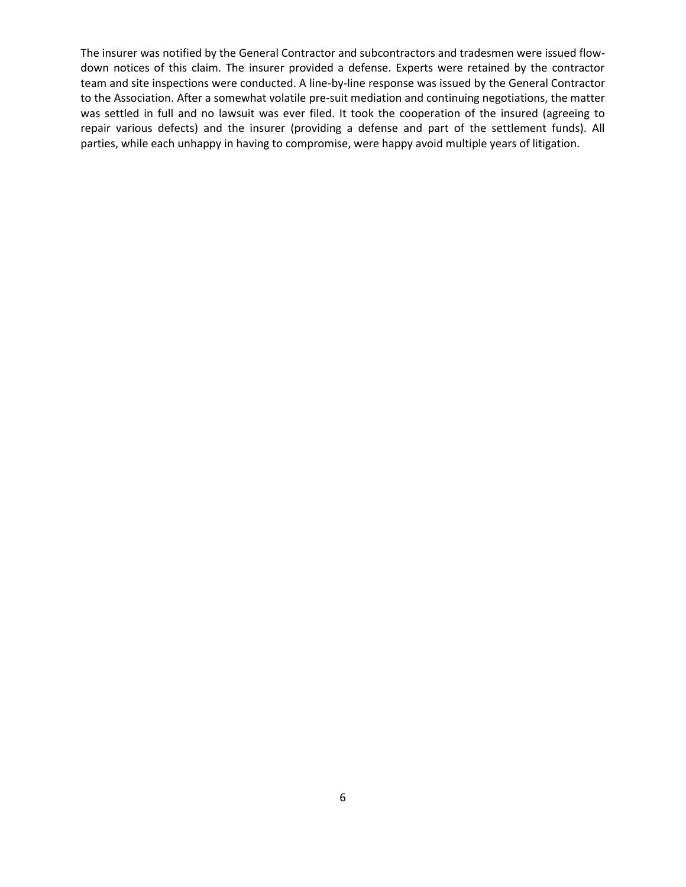The insurer was notified by the General Contractor and subcontractors and tradesmen were issued flow-down notices of this claim. The insurer provided a defense. Experts were retained by the contractor team and site inspections were conducted. A line-by-line response was issued by the General Contractor to the Association. After a somewhat volatile pre-suit mediation and continuing negotiations, the matter was settled in full and no lawsuit was ever filed. It took the cooperation of the insured (agreeing to repair various defects) and the insurer (providing a defense and part of the settlement funds). All parties, while each unhappy in having to compromise, were happy avoid multiple years of litigation.